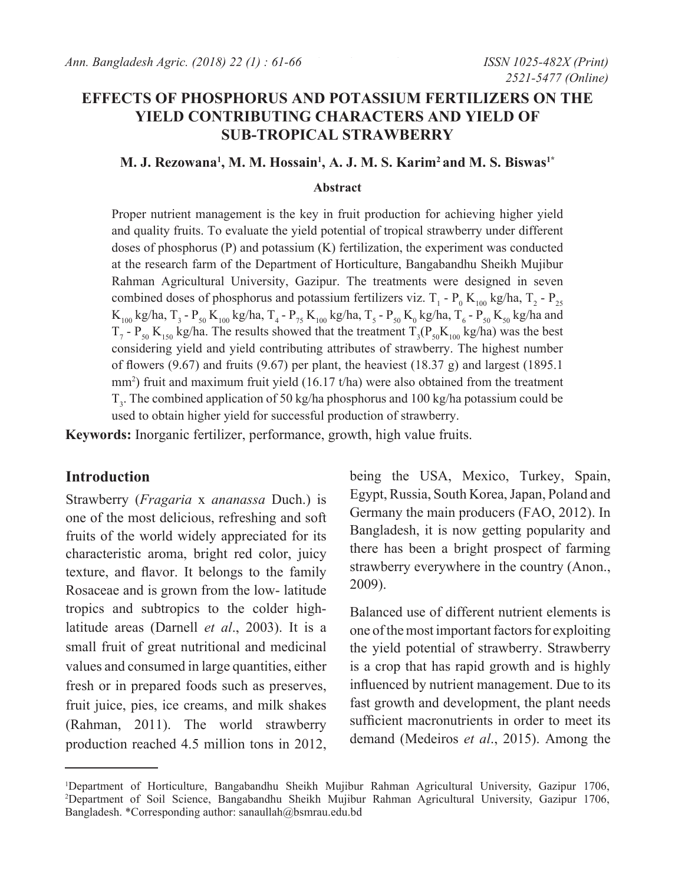# EFFECTS OF PHOSPHORUS AND POTASSIUM FERTILIZERS ON THE YIELD CONTRIBUTING CHARACTERS AND YIELD OF SUB-TROPICAL STRAWBERRY

**M. J. Rezowana[1], M. M. Hossain[1], A. J. M. S. Karim[2] and M. S. Biswas[1*]**

### Abstract

Proper nutrient management is the key in fruit production for achieving higher yield and quality fruits. To evaluate the yield potential of tropical strawberry under different doses of phosphorus (P) and potassium (K) fertilization, the experiment was conducted at the research farm of the Department of Horticulture, Bangabandhu Sheikh Mujibur Rahman Agricultural University, Gazipur. The treatments were designed in seven combined doses of phosphorus and potassium fertilizers viz. $T_1$ - $P_0$ $K_{100}$ kg/ha, $T_2$ - $P_{25}$ $K_{100}$ kg/ha, $T_3$ - $P_{50}$ $K_{100}$ kg/ha, $T_4$ - $P_{75}$ $K_{100}$ kg/ha, $T_5$ - $P_{50}$ $K_0$ kg/ha, $T_6$ - $P_{50}$ $K_{50}$ kg/ha and $T_7$ - $P_{50}$ $K_{150}$ kg/ha. The results showed that the treatment $T_3$($P_{50}K_{100}$ kg/ha) was the best considering yield and yield contributing attributes of strawberry. The highest number of flowers (9.67) and fruits (9.67) per plant, the heaviest (18.37 g) and largest (1895.1 $mm^2$) fruit and maximum fruit yield (16.17 t/ha) were also obtained from the treatment $T_3$. The combined application of 50 kg/ha phosphorus and 100 kg/ha potassium could be used to obtain higher yield for successful production of strawberry.

**Keywords:** Inorganic fertilizer, performance, growth, high value fruits.

## Introduction

Strawberry (*Fragaria* x *ananassa* Duch.) is one of the most delicious, refreshing and soft fruits of the world widely appreciated for its characteristic aroma, bright red color, juicy texture, and flavor. It belongs to the family Rosaceae and is grown from the low- latitude tropics and subtropics to the colder high-latitude areas (Darnell *et al*., 2003). It is a small fruit of great nutritional and medicinal values and consumed in large quantities, either fresh or in prepared foods such as preserves, fruit juice, pies, ice creams, and milk shakes (Rahman, 2011). The world strawberry production reached 4.5 million tons in 2012, being the USA, Mexico, Turkey, Spain, Egypt, Russia, South Korea, Japan, Poland and Germany the main producers (FAO, 2012). In Bangladesh, it is now getting popularity and there has been a bright prospect of farming strawberry everywhere in the country (Anon., 2009).

Balanced use of different nutrient elements is one of the most important factors for exploiting the yield potential of strawberry. Strawberry is a crop that has rapid growth and is highly influenced by nutrient management. Due to its fast growth and development, the plant needs sufficient macronutrients in order to meet its demand (Medeiros *et al*., 2015). Among the

---

[1]Department of Horticulture, Bangabandhu Sheikh Mujibur Rahman Agricultural University, Gazipur 1706, [2]Department of Soil Science, Bangabandhu Sheikh Mujibur Rahman Agricultural University, Gazipur 1706, Bangladesh. *Corresponding author: sanaullah@bsmrau.edu.bd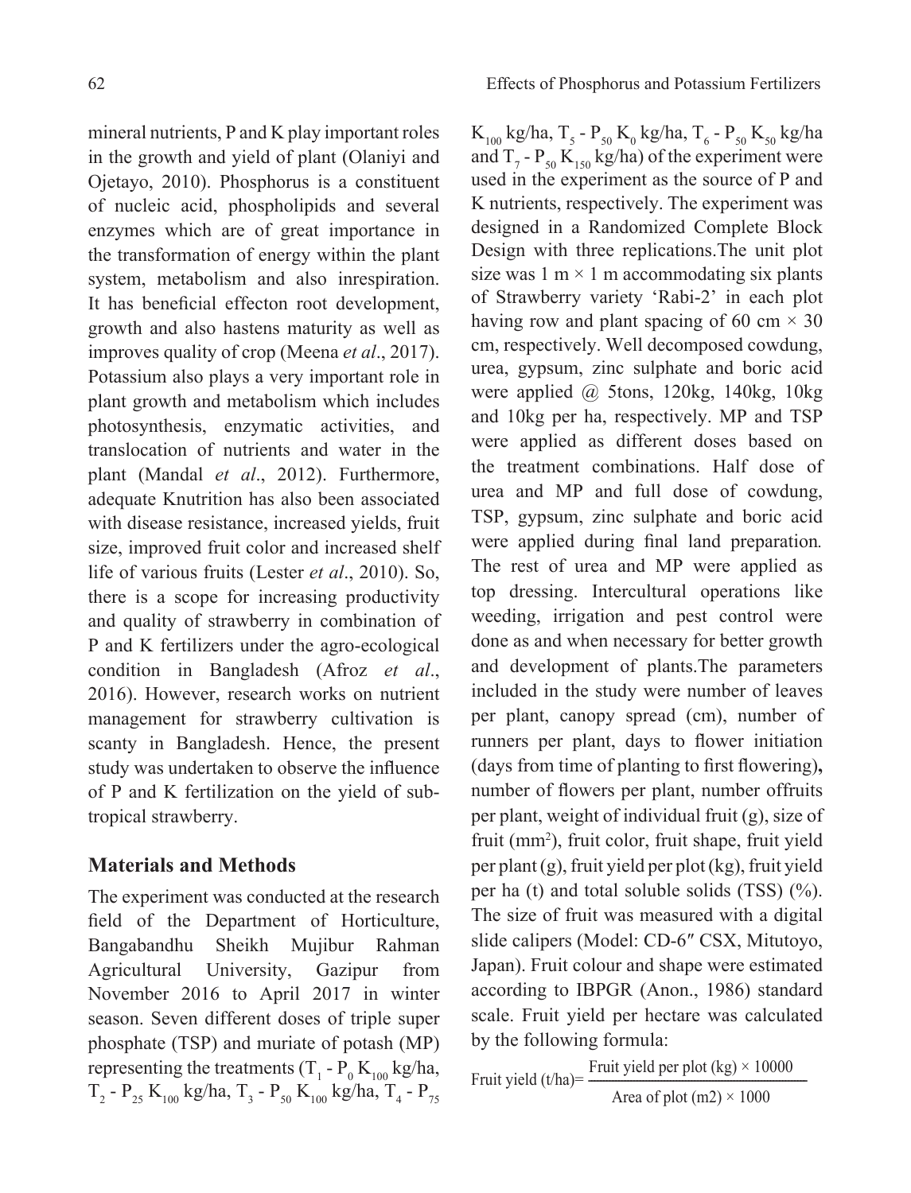mineral nutrients, P and K play important roles in the growth and yield of plant (Olaniyi and Ojetayo, 2010). Phosphorus is a constituent of nucleic acid, phospholipids and several enzymes which are of great importance in the transformation of energy within the plant system, metabolism and also inrespiration. It has beneficial effecton root development, growth and also hastens maturity as well as improves quality of crop (Meena *et al*., 2017). Potassium also plays a very important role in plant growth and metabolism which includes photosynthesis, enzymatic activities, and translocation of nutrients and water in the plant (Mandal *et al*., 2012). Furthermore, adequate Knutrition has also been associated with disease resistance, increased yields, fruit size, improved fruit color and increased shelf life of various fruits (Lester *et al*., 2010). So, there is a scope for increasing productivity and quality of strawberry in combination of P and K fertilizers under the agro-ecological condition in Bangladesh (Afroz *et al*., 2016). However, research works on nutrient management for strawberry cultivation is scanty in Bangladesh. Hence, the present study was undertaken to observe the influence of P and K fertilization on the yield of sub-tropical strawberry.

## Materials and Methods

The experiment was conducted at the research field of the Department of Horticulture, Bangabandhu Sheikh Mujibur Rahman Agricultural University, Gazipur from November 2016 to April 2017 in winter season. Seven different doses of triple super phosphate (TSP) and muriate of potash (MP) representing the treatments ($T_1$ - $P_0$ $K_{100}$ kg/ha, $T_2$ - $P_{25}$ $K_{100}$ kg/ha, $T_3$ - $P_{50}$ $K_{100}$ kg/ha, $T_4$ - $P_{75}$ $K_{100}$ kg/ha, $T_5$ - $P_{50}$ $K_0$ kg/ha, $T_6$ - $P_{50}$ $K_{50}$ kg/ha and $T_7$ - $P_{50}$ $K_{150}$ kg/ha) of the experiment were used in the experiment as the source of P and K nutrients, respectively. The experiment was designed in a Randomized Complete Block Design with three replications.The unit plot size was 1 m × 1 m accommodating six plants of Strawberry variety 'Rabi-2' in each plot having row and plant spacing of 60 cm × 30 cm, respectively. Well decomposed cowdung, urea, gypsum, zinc sulphate and boric acid were applied @ 5tons, 120kg, 140kg, 10kg and 10kg per ha, respectively. MP and TSP were applied as different doses based on the treatment combinations. Half dose of urea and MP and full dose of cowdung, TSP, gypsum, zinc sulphate and boric acid were applied during final land preparation. The rest of urea and MP were applied as top dressing. Intercultural operations like weeding, irrigation and pest control were done as and when necessary for better growth and development of plants.The parameters included in the study were number of leaves per plant, canopy spread (cm), number of runners per plant, days to flower initiation (days from time of planting to first flowering), number of flowers per plant, number offruits per plant, weight of individual fruit (g), size of fruit (mm$^2$), fruit color, fruit shape, fruit yield per plant (g), fruit yield per plot (kg), fruit yield per ha (t) and total soluble solids (TSS) (%). The size of fruit was measured with a digital slide calipers (Model: CD-6″ CSX, Mitutoyo, Japan). Fruit colour and shape were estimated according to IBPGR (Anon., 1986) standard scale. Fruit yield per hectare was calculated by the following formula:

$$\text{Fruit yield (t/ha)} = \frac{\text{Fruit yield per plot (kg)} \times 10000}{\text{Area of plot (m2)} \times 1000}$$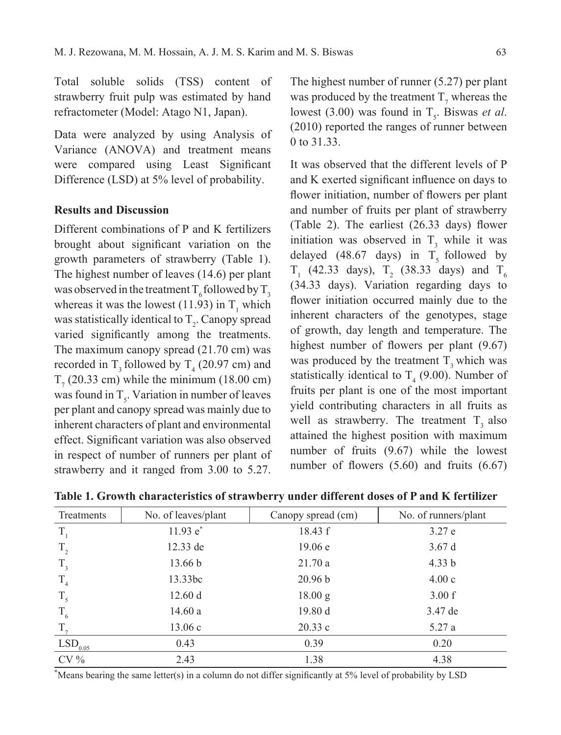Total soluble solids (TSS) content of strawberry fruit pulp was estimated by hand refractometer (Model: Atago N1, Japan).

Data were analyzed by using Analysis of Variance (ANOVA) and treatment means were compared using Least Significant Difference (LSD) at 5% level of probability.

## Results and Discussion

Different combinations of P and K fertilizers brought about significant variation on the growth parameters of strawberry (Table 1). The highest number of leaves (14.6) per plant was observed in the treatment $T_6$ followed by $T_3$ whereas it was the lowest (11.93) in $T_1$ which was statistically identical to $T_2$. Canopy spread varied significantly among the treatments. The maximum canopy spread (21.70 cm) was recorded in $T_3$ followed by $T_4$ (20.97 cm) and $T_7$ (20.33 cm) while the minimum (18.00 cm) was found in $T_5$. Variation in number of leaves per plant and canopy spread was mainly due to inherent characters of plant and environmental effect. Significant variation was also observed in respect of number of runners per plant of strawberry and it ranged from 3.00 to 5.27. The highest number of runner (5.27) per plant was produced by the treatment $T_7$ whereas the lowest (3.00) was found in $T_5$. Biswas *et al*. (2010) reported the ranges of runner between 0 to 31.33.

It was observed that the different levels of P and K exerted significant influence on days to flower initiation, number of flowers per plant and number of fruits per plant of strawberry (Table 2). The earliest (26.33 days) flower initiation was observed in $T_3$ while it was delayed (48.67 days) in $T_5$ followed by $T_1$ (42.33 days), $T_2$ (38.33 days) and $T_6$ (34.33 days). Variation regarding days to flower initiation occurred mainly due to the inherent characters of the genotypes, stage of growth, day length and temperature. The highest number of flowers per plant (9.67) was produced by the treatment $T_3$ which was statistically identical to $T_4$ (9.00). Number of fruits per plant is one of the most important yield contributing characters in all fruits as well as strawberry. The treatment $T_3$ also attained the highest position with maximum number of fruits (9.67) while the lowest number of flowers (5.60) and fruits (6.67)

**Table 1. Growth characteristics of strawberry under different doses of P and K fertilizer**

| Treatments | No. of leaves/plant | Canopy spread (cm) | No. of runners/plant |
|---|---|---|---|
| $T_1$ | 11.93 e* | 18.43 f | 3.27 e |
| $T_2$ | 12.33 de | 19.06 e | 3.67 d |
| $T_3$ | 13.66 b | 21.70 a | 4.33 b |
| $T_4$ | 13.33bc | 20.96 b | 4.00 c |
| $T_5$ | 12.60 d | 18.00 g | 3.00 f |
| $T_6$ | 14.60 a | 19.80 d | 3.47 de |
| $T_7$ | 13.06 c | 20.33 c | 5.27 a |
| $LSD_{0.05}$ | 0.43 | 0.39 | 0.20 |
| CV % | 2.43 | 1.38 | 4.38 |

*Means bearing the same letter(s) in a column do not differ significantly at 5% level of probability by LSD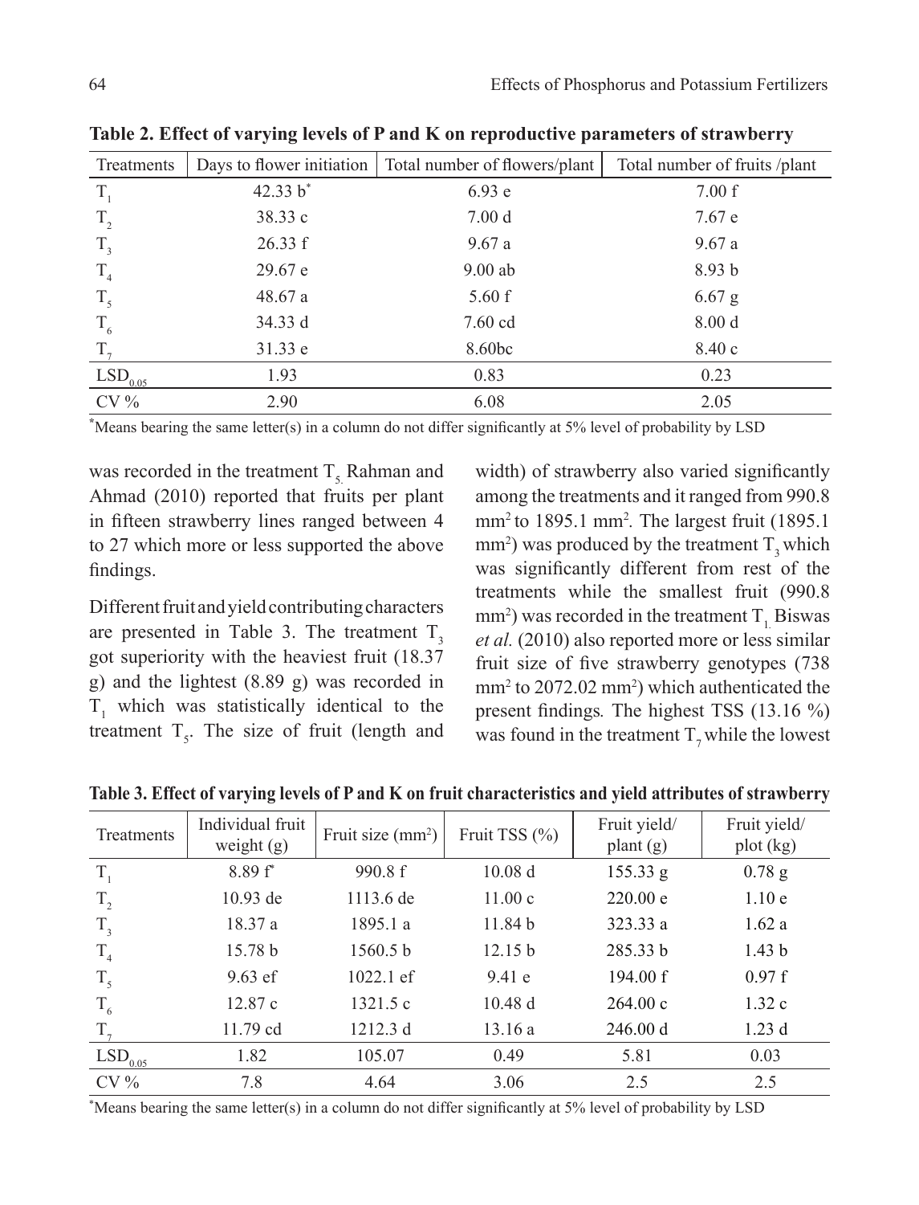**Table 2. Effect of varying levels of P and K on reproductive parameters of strawberry**

| Treatments | Days to flower initiation | Total number of flowers/plant | Total number of fruits /plant |
|---|---|---|---|
| $T_1$ | 42.33 b* | 6.93 e | 7.00 f |
| $T_2$ | 38.33 c | 7.00 d | 7.67 e |
| $T_3$ | 26.33 f | 9.67 a | 9.67 a |
| $T_4$ | 29.67 e | 9.00 ab | 8.93 b |
| $T_5$ | 48.67 a | 5.60 f | 6.67 g |
| $T_6$ | 34.33 d | 7.60 cd | 8.00 d |
| $T_7$ | 31.33 e | 8.60bc | 8.40 c |
| $LSD_{0.05}$ | 1.93 | 0.83 | 0.23 |
| CV % | 2.90 | 6.08 | 2.05 |

*Means bearing the same letter(s) in a column do not differ significantly at 5% level of probability by LSD

was recorded in the treatment $T_5$. Rahman and Ahmad (2010) reported that fruits per plant in fifteen strawberry lines ranged between 4 to 27 which more or less supported the above findings.

Different fruit and yield contributing characters are presented in Table 3. The treatment $T_3$ got superiority with the heaviest fruit (18.37 g) and the lightest (8.89 g) was recorded in $T_1$ which was statistically identical to the treatment $T_5$. The size of fruit (length and width) of strawberry also varied significantly among the treatments and it ranged from 990.8 mm² to 1895.1 mm². The largest fruit (1895.1 mm²) was produced by the treatment $T_3$ which was significantly different from rest of the treatments while the smallest fruit (990.8 mm²) was recorded in the treatment $T_1$. Biswas *et al.* (2010) also reported more or less similar fruit size of five strawberry genotypes (738 mm² to 2072.02 mm²) which authenticated the present findings. The highest TSS (13.16 %) was found in the treatment $T_7$ while the lowest

**Table 3. Effect of varying levels of P and K on fruit characteristics and yield attributes of strawberry**

| Treatments | Individual fruit weight (g) | Fruit size (mm²) | Fruit TSS (%) | Fruit yield/ plant (g) | Fruit yield/ plot (kg) |
|---|---|---|---|---|---|
| $T_1$ | 8.89 f* | 990.8 f | 10.08 d | 155.33 g | 0.78 g |
| $T_2$ | 10.93 de | 1113.6 de | 11.00 c | 220.00 e | 1.10 e |
| $T_3$ | 18.37 a | 1895.1 a | 11.84 b | 323.33 a | 1.62 a |
| $T_4$ | 15.78 b | 1560.5 b | 12.15 b | 285.33 b | 1.43 b |
| $T_5$ | 9.63 ef | 1022.1 ef | 9.41 e | 194.00 f | 0.97 f |
| $T_6$ | 12.87 c | 1321.5 c | 10.48 d | 264.00 c | 1.32 c |
| $T_7$ | 11.79 cd | 1212.3 d | 13.16 a | 246.00 d | 1.23 d |
| $LSD_{0.05}$ | 1.82 | 105.07 | 0.49 | 5.81 | 0.03 |
| CV % | 7.8 | 4.64 | 3.06 | 2.5 | 2.5 |

*Means bearing the same letter(s) in a column do not differ significantly at 5% level of probability by LSD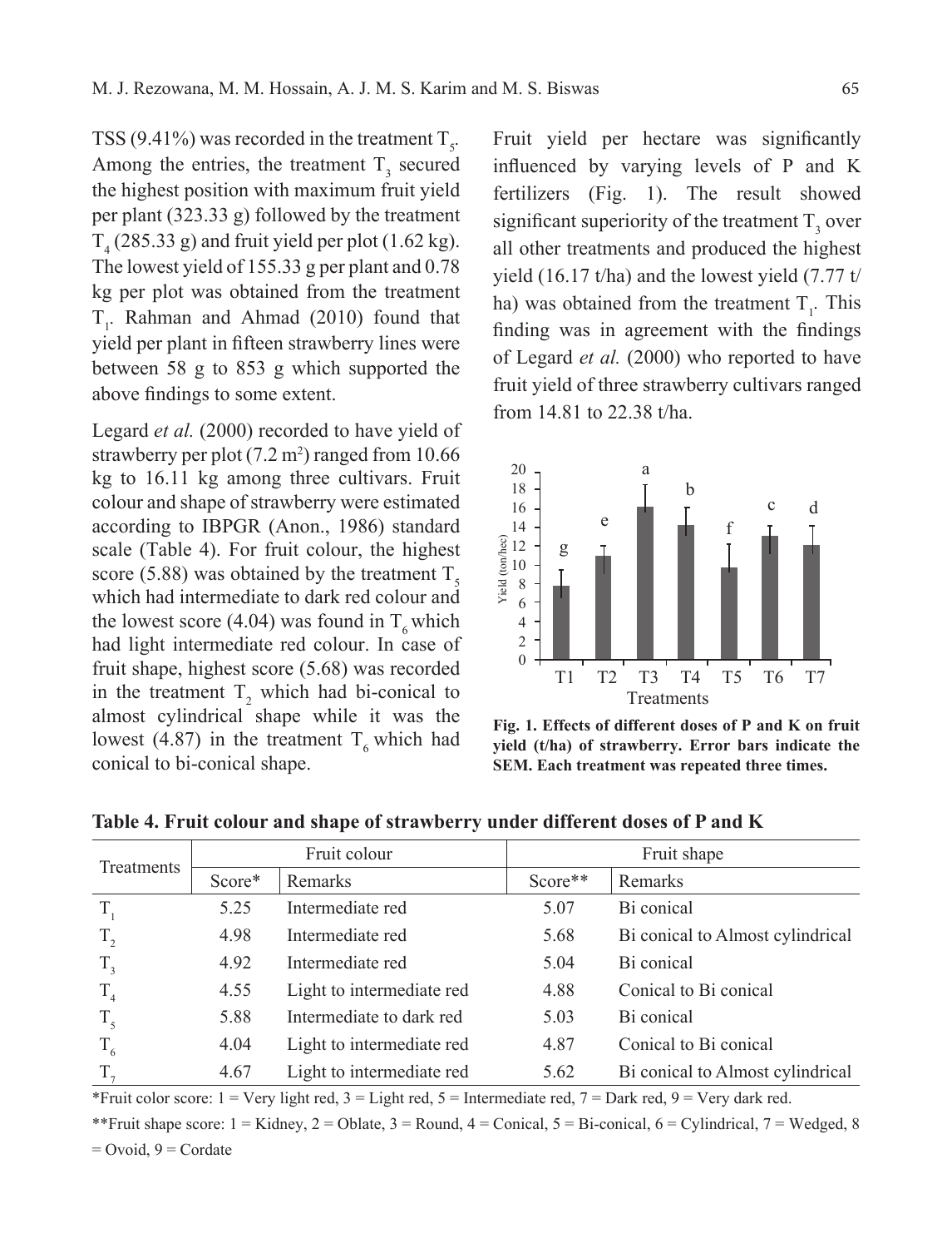TSS (9.41%) was recorded in the treatment $T_5$. Among the entries, the treatment $T_3$ secured the highest position with maximum fruit yield per plant (323.33 g) followed by the treatment $T_4$ (285.33 g) and fruit yield per plot (1.62 kg). The lowest yield of 155.33 g per plant and 0.78 kg per plot was obtained from the treatment $T_1$. Rahman and Ahmad (2010) found that yield per plant in fifteen strawberry lines were between 58 g to 853 g which supported the above findings to some extent.

Legard *et al.* (2000) recorded to have yield of strawberry per plot (7.2 m$^2$) ranged from 10.66 kg to 16.11 kg among three cultivars. Fruit colour and shape of strawberry were estimated according to IBPGR (Anon., 1986) standard scale (Table 4). For fruit colour, the highest score (5.88) was obtained by the treatment $T_5$ which had intermediate to dark red colour and the lowest score (4.04) was found in $T_6$ which had light intermediate red colour. In case of fruit shape, highest score (5.68) was recorded in the treatment $T_2$ which had bi-conical to almost cylindrical shape while it was the lowest (4.87) in the treatment $T_6$ which had conical to bi-conical shape.

Fruit yield per hectare was significantly influenced by varying levels of P and K fertilizers (Fig. 1). The result showed significant superiority of the treatment $T_3$ over all other treatments and produced the highest yield (16.17 t/ha) and the lowest yield (7.77 t/ha) was obtained from the treatment $T_1$. This finding was in agreement with the findings of Legard *et al.* (2000) who reported to have fruit yield of three strawberry cultivars ranged from 14.81 to 22.38 t/ha.

**Fig. 1. Effects of different doses of P and K on fruit yield (t/ha) of strawberry. Error bars indicate the SEM. Each treatment was repeated three times.**

**Table 4. Fruit colour and shape of strawberry under different doses of P and K**

| Treatments | Fruit colour | | Fruit shape | |
|---|---|---|---|---|
| | Score* | Remarks | Score** | Remarks |
| $T_1$ | 5.25 | Intermediate red | 5.07 | Bi conical |
| $T_2$ | 4.98 | Intermediate red | 5.68 | Bi conical to Almost cylindrical |
| $T_3$ | 4.92 | Intermediate red | 5.04 | Bi conical |
| $T_4$ | 4.55 | Light to intermediate red | 4.88 | Conical to Bi conical |
| $T_5$ | 5.88 | Intermediate to dark red | 5.03 | Bi conical |
| $T_6$ | 4.04 | Light to intermediate red | 4.87 | Conical to Bi conical |
| $T_7$ | 4.67 | Light to intermediate red | 5.62 | Bi conical to Almost cylindrical |

*Fruit color score: 1 = Very light red, 3 = Light red, 5 = Intermediate red, 7 = Dark red, 9 = Very dark red.

**Fruit shape score: 1 = Kidney, 2 = Oblate, 3 = Round, 4 = Conical, 5 = Bi-conical, 6 = Cylindrical, 7 = Wedged, 8 = Ovoid, 9 = Cordate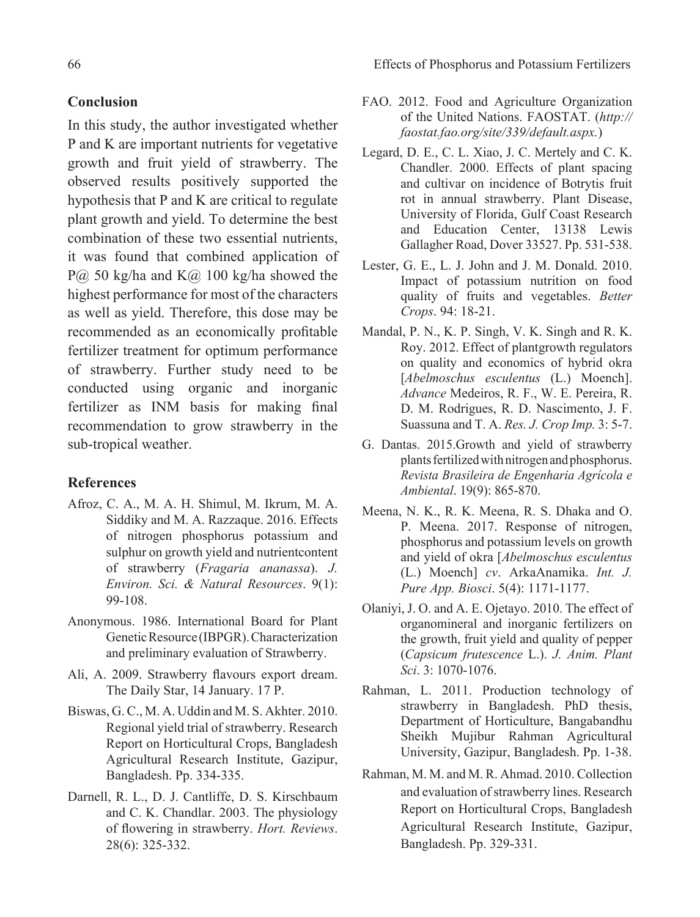## Conclusion

In this study, the author investigated whether P and K are important nutrients for vegetative growth and fruit yield of strawberry. The observed results positively supported the hypothesis that P and K are critical to regulate plant growth and yield. To determine the best combination of these two essential nutrients, it was found that combined application of P@ 50 kg/ha and K@ 100 kg/ha showed the highest performance for most of the characters as well as yield. Therefore, this dose may be recommended as an economically profitable fertilizer treatment for optimum performance of strawberry. Further study need to be conducted using organic and inorganic fertilizer as INM basis for making final recommendation to grow strawberry in the sub-tropical weather.

## References

Afroz, C. A., M. A. H. Shimul, M. Ikrum, M. A. Siddiky and M. A. Razzaque. 2016. Effects of nitrogen phosphorus potassium and sulphur on growth yield and nutrientcontent of strawberry (*Fragaria ananassa*). *J. Environ. Sci. & Natural Resources*. 9(1): 99-108.

Anonymous. 1986. International Board for Plant Genetic Resource (IBPGR). Characterization and preliminary evaluation of Strawberry.

Ali, A. 2009. Strawberry flavours export dream. The Daily Star, 14 January. 17 P.

Biswas, G. C., M. A. Uddin and M. S. Akhter. 2010. Regional yield trial of strawberry. Research Report on Horticultural Crops, Bangladesh Agricultural Research Institute, Gazipur, Bangladesh. Pp. 334-335.

Darnell, R. L., D. J. Cantliffe, D. S. Kirschbaum and C. K. Chandlar. 2003. The physiology of flowering in strawberry. *Hort. Reviews*. 28(6): 325-332.

FAO. 2012. Food and Agriculture Organization of the United Nations. FAOSTAT. (*http://faostat.fao.org/site/339/default.aspx.*)

Legard, D. E., C. L. Xiao, J. C. Mertely and C. K. Chandler. 2000. Effects of plant spacing and cultivar on incidence of Botrytis fruit rot in annual strawberry. Plant Disease, University of Florida, Gulf Coast Research and Education Center, 13138 Lewis Gallagher Road, Dover 33527. Pp. 531-538.

Lester, G. E., L. J. John and J. M. Donald. 2010. Impact of potassium nutrition on food quality of fruits and vegetables. *Better Crops*. 94: 18-21.

Mandal, P. N., K. P. Singh, V. K. Singh and R. K. Roy. 2012. Effect of plantgrowth regulators on quality and economics of hybrid okra [*Abelmoschus esculentus* (L.) Moench]. *Advance* Medeiros, R. F., W. E. Pereira, R. D. M. Rodrigues, R. D. Nascimento, J. F. Suassuna and T. A. *Res. J. Crop Imp.* 3: 5-7.

G. Dantas. 2015.Growth and yield of strawberry plants fertilized with nitrogen and phosphorus. *Revista Brasileira de Engenharia Agrícola e Ambiental*. 19(9): 865-870.

Meena, N. K., R. K. Meena, R. S. Dhaka and O. P. Meena. 2017. Response of nitrogen, phosphorus and potassium levels on growth and yield of okra [*Abelmoschus esculentus* (L.) Moench] *cv*. ArkaAnamika. *Int. J. Pure App. Biosci*. 5(4): 1171-1177.

Olaniyi, J. O. and A. E. Ojetayo. 2010. The effect of organomineral and inorganic fertilizers on the growth, fruit yield and quality of pepper (*Capsicum frutescence* L.). *J. Anim. Plant Sci*. 3: 1070-1076.

Rahman, L. 2011. Production technology of strawberry in Bangladesh. PhD thesis, Department of Horticulture, Bangabandhu Sheikh Mujibur Rahman Agricultural University, Gazipur, Bangladesh. Pp. 1-38.

Rahman, M. M. and M. R. Ahmad. 2010. Collection and evaluation of strawberry lines. Research Report on Horticultural Crops, Bangladesh Agricultural Research Institute, Gazipur, Bangladesh. Pp. 329-331.